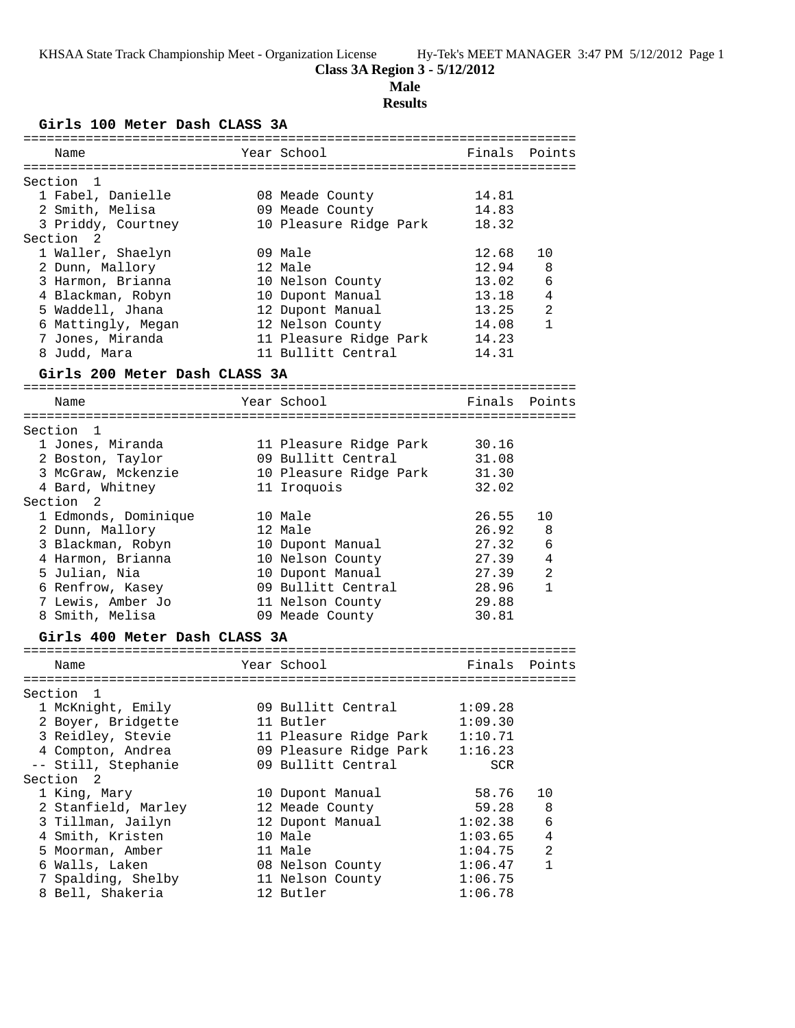**Class 3A Region 3 - 5/12/2012**

**Male**

**Results**

### Girls 100 Meter Dash CLASS 3A

| Place | Name | Year | School | Finals | Points |
|---|---|---|---|---|---|
| **Section 1** | | | | | |
| 1 | Fabel, Danielle | 08 | Meade County | 14.81 | |
| 2 | Smith, Melisa | 09 | Meade County | 14.83 | |
| 3 | Priddy, Courtney | 10 | Pleasure Ridge Park | 18.32 | |
| **Section 2** | | | | | |
| 1 | Waller, Shaelyn | 09 | Male | 12.68 | 10 |
| 2 | Dunn, Mallory | 12 | Male | 12.94 | 8 |
| 3 | Harmon, Brianna | 10 | Nelson County | 13.02 | 6 |
| 4 | Blackman, Robyn | 10 | Dupont Manual | 13.18 | 4 |
| 5 | Waddell, Jhana | 12 | Dupont Manual | 13.25 | 2 |
| 6 | Mattingly, Megan | 12 | Nelson County | 14.08 | 1 |
| 7 | Jones, Miranda | 11 | Pleasure Ridge Park | 14.23 | |
| 8 | Judd, Mara | 11 | Bullitt Central | 14.31 | |

### Girls 200 Meter Dash CLASS 3A

| Place | Name | Year | School | Finals | Points |
|---|---|---|---|---|---|
| **Section 1** | | | | | |
| 1 | Jones, Miranda | 11 | Pleasure Ridge Park | 30.16 | |
| 2 | Boston, Taylor | 09 | Bullitt Central | 31.08 | |
| 3 | McGraw, Mckenzie | 10 | Pleasure Ridge Park | 31.30 | |
| 4 | Bard, Whitney | 11 | Iroquois | 32.02 | |
| **Section 2** | | | | | |
| 1 | Edmonds, Dominique | 10 | Male | 26.55 | 10 |
| 2 | Dunn, Mallory | 12 | Male | 26.92 | 8 |
| 3 | Blackman, Robyn | 10 | Dupont Manual | 27.32 | 6 |
| 4 | Harmon, Brianna | 10 | Nelson County | 27.39 | 4 |
| 5 | Julian, Nia | 10 | Dupont Manual | 27.39 | 2 |
| 6 | Renfrow, Kasey | 09 | Bullitt Central | 28.96 | 1 |
| 7 | Lewis, Amber Jo | 11 | Nelson County | 29.88 | |
| 8 | Smith, Melisa | 09 | Meade County | 30.81 | |

### Girls 400 Meter Dash CLASS 3A

| Place | Name | Year | School | Finals | Points |
|---|---|---|---|---|---|
| **Section 1** | | | | | |
| 1 | McKnight, Emily | 09 | Bullitt Central | 1:09.28 | |
| 2 | Boyer, Bridgette | 11 | Butler | 1:09.30 | |
| 3 | Reidley, Stevie | 11 | Pleasure Ridge Park | 1:10.71 | |
| 4 | Compton, Andrea | 09 | Pleasure Ridge Park | 1:16.23 | |
| -- | Still, Stephanie | 09 | Bullitt Central | SCR | |
| **Section 2** | | | | | |
| 1 | King, Mary | 10 | Dupont Manual | 58.76 | 10 |
| 2 | Stanfield, Marley | 12 | Meade County | 59.28 | 8 |
| 3 | Tillman, Jailyn | 12 | Dupont Manual | 1:02.38 | 6 |
| 4 | Smith, Kristen | 10 | Male | 1:03.65 | 4 |
| 5 | Moorman, Amber | 11 | Male | 1:04.75 | 2 |
| 6 | Walls, Laken | 08 | Nelson County | 1:06.47 | 1 |
| 7 | Spalding, Shelby | 11 | Nelson County | 1:06.75 | |
| 8 | Bell, Shakeria | 12 | Butler | 1:06.78 | |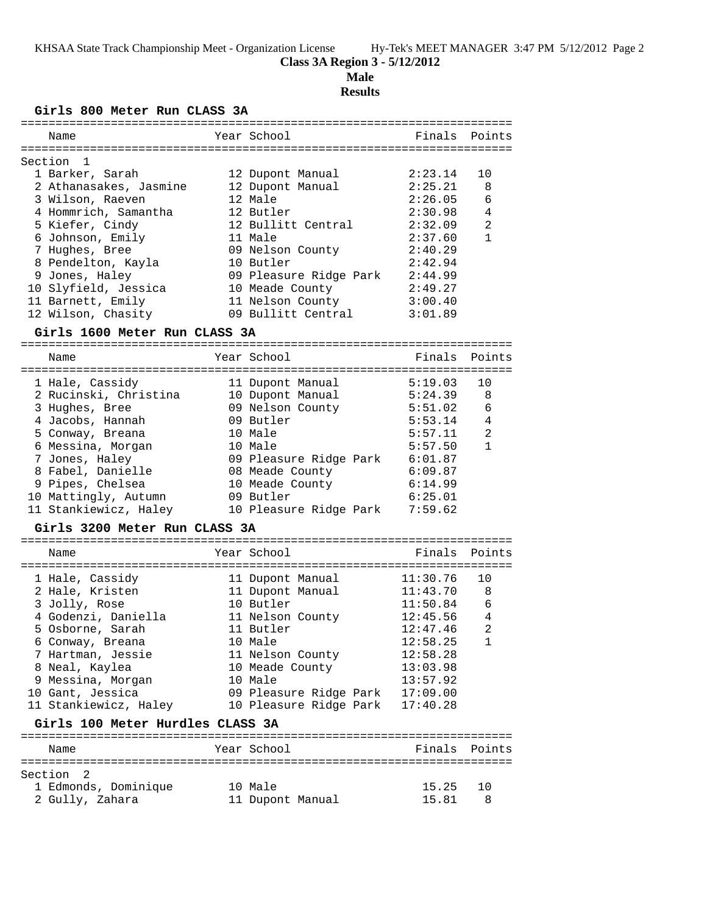**Class 3A Region 3 - 5/12/2012**

**Male**

**Results**

### Girls 800 Meter Run CLASS 3A

Section 1

| | Name | Year | School | Finals | Points |
|---|---|---|---|---|---|
| 1 | Barker, Sarah | 12 | Dupont Manual | 2:23.14 | 10 |
| 2 | Athanasakes, Jasmine | 12 | Dupont Manual | 2:25.21 | 8 |
| 3 | Wilson, Raeven | 12 | Male | 2:26.05 | 6 |
| 4 | Hommrich, Samantha | 12 | Butler | 2:30.98 | 4 |
| 5 | Kiefer, Cindy | 12 | Bullitt Central | 2:32.09 | 2 |
| 6 | Johnson, Emily | 11 | Male | 2:37.60 | 1 |
| 7 | Hughes, Bree | 09 | Nelson County | 2:40.29 | |
| 8 | Pendelton, Kayla | 10 | Butler | 2:42.94 | |
| 9 | Jones, Haley | 09 | Pleasure Ridge Park | 2:44.99 | |
| 10 | Slyfield, Jessica | 10 | Meade County | 2:49.27 | |
| 11 | Barnett, Emily | 11 | Nelson County | 3:00.40 | |
| 12 | Wilson, Chasity | 09 | Bullitt Central | 3:01.89 | |

### Girls 1600 Meter Run CLASS 3A

| | Name | Year | School | Finals | Points |
|---|---|---|---|---|---|
| 1 | Hale, Cassidy | 11 | Dupont Manual | 5:19.03 | 10 |
| 2 | Rucinski, Christina | 10 | Dupont Manual | 5:24.39 | 8 |
| 3 | Hughes, Bree | 09 | Nelson County | 5:51.02 | 6 |
| 4 | Jacobs, Hannah | 09 | Butler | 5:53.14 | 4 |
| 5 | Conway, Breana | 10 | Male | 5:57.11 | 2 |
| 6 | Messina, Morgan | 10 | Male | 5:57.50 | 1 |
| 7 | Jones, Haley | 09 | Pleasure Ridge Park | 6:01.87 | |
| 8 | Fabel, Danielle | 08 | Meade County | 6:09.87 | |
| 9 | Pipes, Chelsea | 10 | Meade County | 6:14.99 | |
| 10 | Mattingly, Autumn | 09 | Butler | 6:25.01 | |
| 11 | Stankiewicz, Haley | 10 | Pleasure Ridge Park | 7:59.62 | |

### Girls 3200 Meter Run CLASS 3A

| | Name | Year | School | Finals | Points |
|---|---|---|---|---|---|
| 1 | Hale, Cassidy | 11 | Dupont Manual | 11:30.76 | 10 |
| 2 | Hale, Kristen | 11 | Dupont Manual | 11:43.70 | 8 |
| 3 | Jolly, Rose | 10 | Butler | 11:50.84 | 6 |
| 4 | Godenzi, Daniella | 11 | Nelson County | 12:45.56 | 4 |
| 5 | Osborne, Sarah | 11 | Butler | 12:47.46 | 2 |
| 6 | Conway, Breana | 10 | Male | 12:58.25 | 1 |
| 7 | Hartman, Jessie | 11 | Nelson County | 12:58.28 | |
| 8 | Neal, Kaylea | 10 | Meade County | 13:03.98 | |
| 9 | Messina, Morgan | 10 | Male | 13:57.92 | |
| 10 | Gant, Jessica | 09 | Pleasure Ridge Park | 17:09.00 | |
| 11 | Stankiewicz, Haley | 10 | Pleasure Ridge Park | 17:40.28 | |

### Girls 100 Meter Hurdles CLASS 3A

Section 2

| | Name | Year | School | Finals | Points |
|---|---|---|---|---|---|
| 1 | Edmonds, Dominique | 10 | Male | 15.25 | 10 |
| 2 | Gully, Zahara | 11 | Dupont Manual | 15.81 | 8 |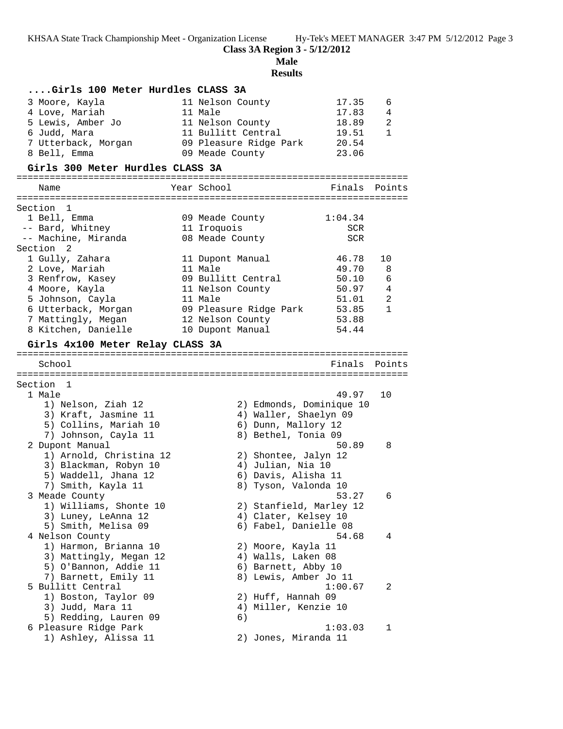**Class 3A Region 3 - 5/12/2012**

**Male**

**Results**

### ....Girls 100 Meter Hurdles CLASS 3A

| Place | Name | Year | School | Finals | Points |
|---|---|---|---|---|---|
| 3 | Moore, Kayla | 11 | Nelson County | 17.35 | 6 |
| 4 | Love, Mariah | 11 | Male | 17.83 | 4 |
| 5 | Lewis, Amber Jo | 11 | Nelson County | 18.89 | 2 |
| 6 | Judd, Mara | 11 | Bullitt Central | 19.51 | 1 |
| 7 | Utterback, Morgan | 09 | Pleasure Ridge Park | 20.54 | |
| 8 | Bell, Emma | 09 | Meade County | 23.06 | |

### Girls 300 Meter Hurdles CLASS 3A

| Place | Name | Year | School | Finals | Points |
|---|---|---|---|---|---|
| **Section 1** | | | | | |
| 1 | Bell, Emma | 09 | Meade County | 1:04.34 | |
| -- | Bard, Whitney | 11 | Iroquois | SCR | |
| -- | Machine, Miranda | 08 | Meade County | SCR | |
| **Section 2** | | | | | |
| 1 | Gully, Zahara | 11 | Dupont Manual | 46.78 | 10 |
| 2 | Love, Mariah | 11 | Male | 49.70 | 8 |
| 3 | Renfrow, Kasey | 09 | Bullitt Central | 50.10 | 6 |
| 4 | Moore, Kayla | 11 | Nelson County | 50.97 | 4 |
| 5 | Johnson, Cayla | 11 | Male | 51.01 | 2 |
| 6 | Utterback, Morgan | 09 | Pleasure Ridge Park | 53.85 | 1 |
| 7 | Mattingly, Megan | 12 | Nelson County | 53.88 | |
| 8 | Kitchen, Danielle | 10 | Dupont Manual | 54.44 | |

### Girls 4x100 Meter Relay CLASS 3A

| School | Finals | Points |
|---|---|---|
| **Section 1** | | |
| 1 Male | 49.97 | 10 |
| 1) Nelson, Ziah 12; 2) Edmonds, Dominique 10; 3) Kraft, Jasmine 11; 4) Waller, Shaelyn 09; 5) Collins, Mariah 10; 6) Dunn, Mallory 12; 7) Johnson, Cayla 11; 8) Bethel, Tonia 09 | | |
| 2 Dupont Manual | 50.89 | 8 |
| 1) Arnold, Christina 12; 2) Shontee, Jalyn 12; 3) Blackman, Robyn 10; 4) Julian, Nia 10; 5) Waddell, Jhana 12; 6) Davis, Alisha 11; 7) Smith, Kayla 11; 8) Tyson, Valonda 10 | | |
| 3 Meade County | 53.27 | 6 |
| 1) Williams, Shonte 10; 2) Stanfield, Marley 12; 3) Luney, LeAnna 12; 4) Clater, Kelsey 10; 5) Smith, Melisa 09; 6) Fabel, Danielle 08 | | |
| 4 Nelson County | 54.68 | 4 |
| 1) Harmon, Brianna 10; 2) Moore, Kayla 11; 3) Mattingly, Megan 12; 4) Walls, Laken 08; 5) O'Bannon, Addie 11; 6) Barnett, Abby 10; 7) Barnett, Emily 11; 8) Lewis, Amber Jo 11 | | |
| 5 Bullitt Central | 1:00.67 | 2 |
| 1) Boston, Taylor 09; 2) Huff, Hannah 09; 3) Judd, Mara 11; 4) Miller, Kenzie 10; 5) Redding, Lauren 09; 6) | | |
| 6 Pleasure Ridge Park | 1:03.03 | 1 |
| 1) Ashley, Alissa 11; 2) Jones, Miranda 11 | | |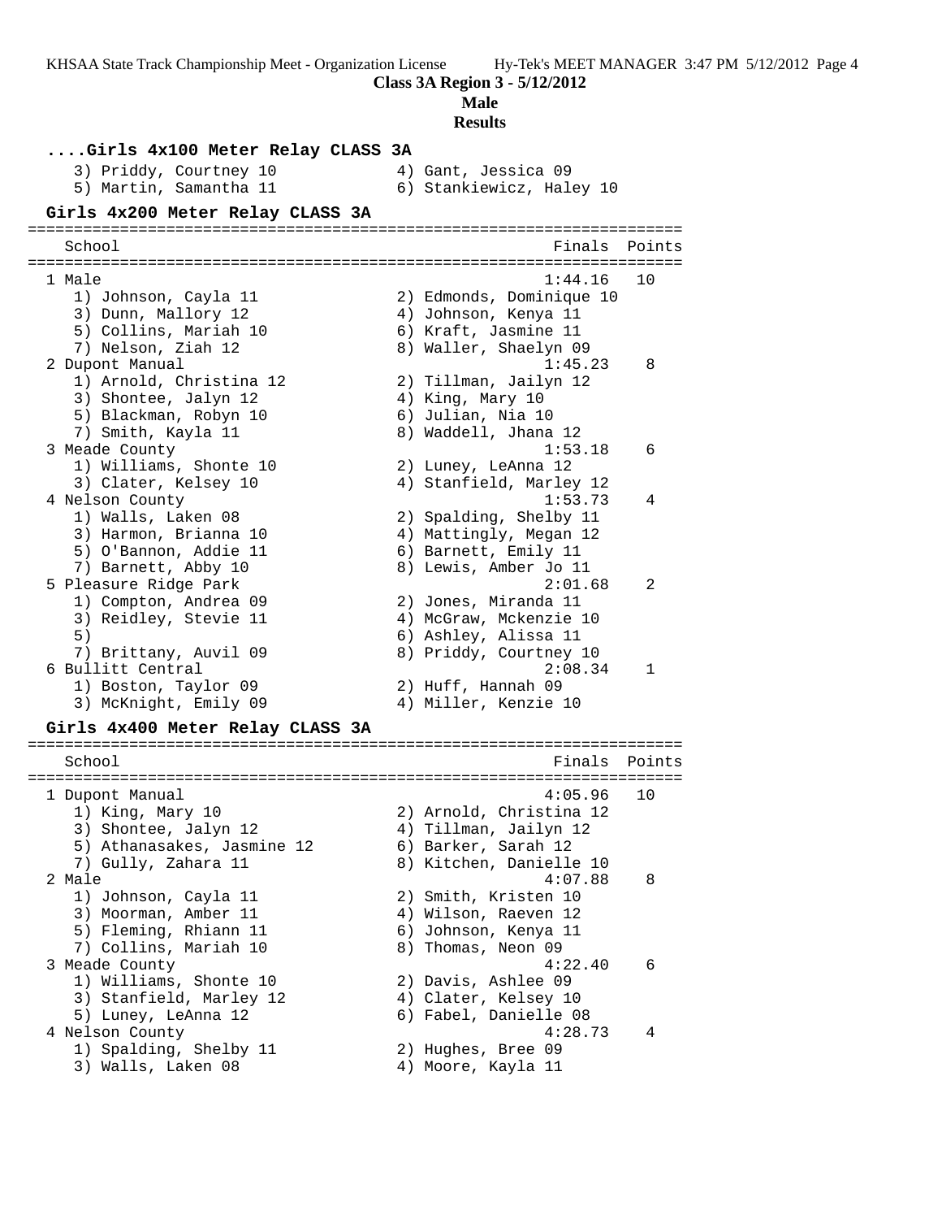Class 3A Region 3 - 5/12/2012

Male

Results

#### ....Girls 4x100 Meter Relay CLASS 3A

```
   3) Priddy, Courtney 10            4) Gant, Jessica 09
   5) Martin, Samantha 11            6) Stankiewicz, Haley 10
```

#### Girls 4x200 Meter Relay CLASS 3A

```
=======================================================================
   School                                            Finals  Points
=======================================================================
 1 Male                                             1:44.16   10
   1) Johnson, Cayla 11              2) Edmonds, Dominique 10
   3) Dunn, Mallory 12               4) Johnson, Kenya 11
   5) Collins, Mariah 10             6) Kraft, Jasmine 11
   7) Nelson, Ziah 12                8) Waller, Shaelyn 09
 2 Dupont Manual                                    1:45.23    8
   1) Arnold, Christina 12           2) Tillman, Jailyn 12
   3) Shontee, Jalyn 12              4) King, Mary 10
   5) Blackman, Robyn 10             6) Julian, Nia 10
   7) Smith, Kayla 11                8) Waddell, Jhana 12
 3 Meade County                                     1:53.18    6
   1) Williams, Shonte 10            2) Luney, LeAnna 12
   3) Clater, Kelsey 10              4) Stanfield, Marley 12
 4 Nelson County                                    1:53.73    4
   1) Walls, Laken 08                2) Spalding, Shelby 11
   3) Harmon, Brianna 10             4) Mattingly, Megan 12
   5) O'Bannon, Addie 11             6) Barnett, Emily 11
   7) Barnett, Abby 10               8) Lewis, Amber Jo 11
 5 Pleasure Ridge Park                              2:01.68    2
   1) Compton, Andrea 09             2) Jones, Miranda 11
   3) Reidley, Stevie 11             4) McGraw, Mckenzie 10
   5)                                6) Ashley, Alissa 11
   7) Brittany, Auvil 09             8) Priddy, Courtney 10
 6 Bullitt Central                                  2:08.34    1
   1) Boston, Taylor 09              2) Huff, Hannah 09
   3) McKnight, Emily 09             4) Miller, Kenzie 10
```

#### Girls 4x400 Meter Relay CLASS 3A

```
=======================================================================
   School                                            Finals  Points
=======================================================================
 1 Dupont Manual                                    4:05.96   10
   1) King, Mary 10                  2) Arnold, Christina 12
   3) Shontee, Jalyn 12              4) Tillman, Jailyn 12
   5) Athanasakes, Jasmine 12        6) Barker, Sarah 12
   7) Gully, Zahara 11               8) Kitchen, Danielle 10
 2 Male                                             4:07.88    8
   1) Johnson, Cayla 11              2) Smith, Kristen 10
   3) Moorman, Amber 11              4) Wilson, Raeven 12
   5) Fleming, Rhiann 11             6) Johnson, Kenya 11
   7) Collins, Mariah 10             8) Thomas, Neon 09
 3 Meade County                                     4:22.40    6
   1) Williams, Shonte 10            2) Davis, Ashlee 09
   3) Stanfield, Marley 12           4) Clater, Kelsey 10
   5) Luney, LeAnna 12               6) Fabel, Danielle 08
 4 Nelson County                                    4:28.73    4
   1) Spalding, Shelby 11            2) Hughes, Bree 09
   3) Walls, Laken 08                4) Moore, Kayla 11
```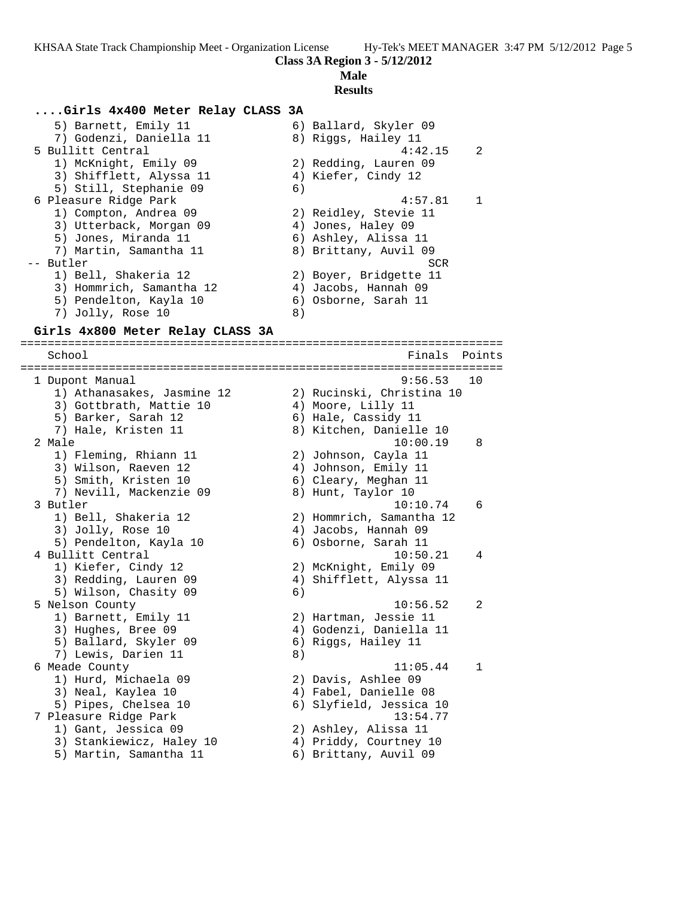**Class 3A Region 3 - 5/12/2012**

**Male**

**Results**

### ....Girls 4x400 Meter Relay CLASS 3A

```
    5) Barnett, Emily 11               6) Ballard, Skyler 09
    7) Godenzi, Daniella 11            8) Riggs, Hailey 11
  5 Bullitt Central                                  4:42.15    2
    1) McKnight, Emily 09              2) Redding, Lauren 09
    3) Shifflett, Alyssa 11            4) Kiefer, Cindy 12
    5) Still, Stephanie 09             6)
  6 Pleasure Ridge Park                              4:57.81    1
    1) Compton, Andrea 09              2) Reidley, Stevie 11
    3) Utterback, Morgan 09            4) Jones, Haley 09
    5) Jones, Miranda 11               6) Ashley, Alissa 11
    7) Martin, Samantha 11             8) Brittany, Auvil 09
 -- Butler                                               SCR
    1) Bell, Shakeria 12               2) Boyer, Bridgette 11
    3) Hommrich, Samantha 12           4) Jacobs, Hannah 09
    5) Pendelton, Kayla 10             6) Osborne, Sarah 11
    7) Jolly, Rose 10                  8)
```

### Girls 4x800 Meter Relay CLASS 3A

```
=======================================================================
    School                                            Finals  Points
=======================================================================
  1 Dupont Manual                                    9:56.53   10
    1) Athanasakes, Jasmine 12         2) Rucinski, Christina 10
    3) Gottbrath, Mattie 10            4) Moore, Lilly 11
    5) Barker, Sarah 12                6) Hale, Cassidy 11
    7) Hale, Kristen 11                8) Kitchen, Danielle 10
  2 Male                                            10:00.19    8
    1) Fleming, Rhiann 11              2) Johnson, Cayla 11
    3) Wilson, Raeven 12               4) Johnson, Emily 11
    5) Smith, Kristen 10               6) Cleary, Meghan 11
    7) Nevill, Mackenzie 09            8) Hunt, Taylor 10
  3 Butler                                          10:10.74    6
    1) Bell, Shakeria 12               2) Hommrich, Samantha 12
    3) Jolly, Rose 10                  4) Jacobs, Hannah 09
    5) Pendelton, Kayla 10             6) Osborne, Sarah 11
  4 Bullitt Central                                 10:50.21    4
    1) Kiefer, Cindy 12                2) McKnight, Emily 09
    3) Redding, Lauren 09              4) Shifflett, Alyssa 11
    5) Wilson, Chasity 09              6)
  5 Nelson County                                   10:56.52    2
    1) Barnett, Emily 11               2) Hartman, Jessie 11
    3) Hughes, Bree 09                 4) Godenzi, Daniella 11
    5) Ballard, Skyler 09              6) Riggs, Hailey 11
    7) Lewis, Darien 11                8)
  6 Meade County                                    11:05.44    1
    1) Hurd, Michaela 09               2) Davis, Ashlee 09
    3) Neal, Kaylea 10                 4) Fabel, Danielle 08
    5) Pipes, Chelsea 10               6) Slyfield, Jessica 10
  7 Pleasure Ridge Park                             13:54.77
    1) Gant, Jessica 09                2) Ashley, Alissa 11
    3) Stankiewicz, Haley 10           4) Priddy, Courtney 10
    5) Martin, Samantha 11             6) Brittany, Auvil 09
```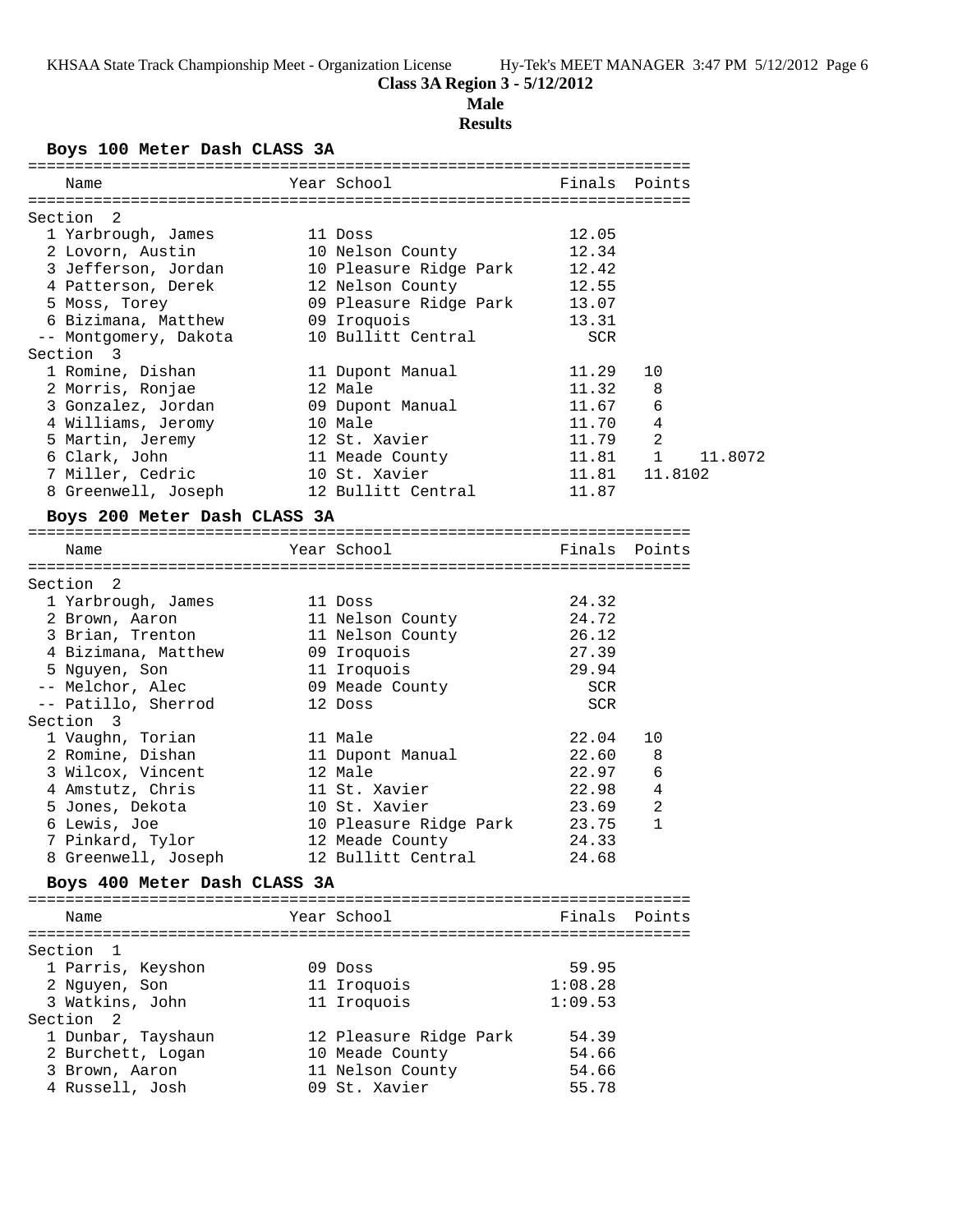**Class 3A Region 3 - 5/12/2012**

**Male**

**Results**

## Boys 100 Meter Dash CLASS 3A

| Place | Name | Year | School | Finals | Points |
|---|---|---|---|---|---|
| **Section 2** | | | | | |
| 1 | Yarbrough, James | 11 | Doss | 12.05 | |
| 2 | Lovorn, Austin | 10 | Nelson County | 12.34 | |
| 3 | Jefferson, Jordan | 10 | Pleasure Ridge Park | 12.42 | |
| 4 | Patterson, Derek | 12 | Nelson County | 12.55 | |
| 5 | Moss, Torey | 09 | Pleasure Ridge Park | 13.07 | |
| 6 | Bizimana, Matthew | 09 | Iroquois | 13.31 | |
| -- | Montgomery, Dakota | 10 | Bullitt Central | SCR | |
| **Section 3** | | | | | |
| 1 | Romine, Dishan | 11 | Dupont Manual | 11.29 | 10 |
| 2 | Morris, Ronjae | 12 | Male | 11.32 | 8 |
| 3 | Gonzalez, Jordan | 09 | Dupont Manual | 11.67 | 6 |
| 4 | Williams, Jeromy | 10 | Male | 11.70 | 4 |
| 5 | Martin, Jeremy | 12 | St. Xavier | 11.79 | 2 |
| 6 | Clark, John | 11 | Meade County | 11.81 | 1 11.8072 |
| 7 | Miller, Cedric | 10 | St. Xavier | 11.81 | 11.8102 |
| 8 | Greenwell, Joseph | 12 | Bullitt Central | 11.87 | |

## Boys 200 Meter Dash CLASS 3A

| Place | Name | Year | School | Finals | Points |
|---|---|---|---|---|---|
| **Section 2** | | | | | |
| 1 | Yarbrough, James | 11 | Doss | 24.32 | |
| 2 | Brown, Aaron | 11 | Nelson County | 24.72 | |
| 3 | Brian, Trenton | 11 | Nelson County | 26.12 | |
| 4 | Bizimana, Matthew | 09 | Iroquois | 27.39 | |
| 5 | Nguyen, Son | 11 | Iroquois | 29.94 | |
| -- | Melchor, Alec | 09 | Meade County | SCR | |
| -- | Patillo, Sherrod | 12 | Doss | SCR | |
| **Section 3** | | | | | |
| 1 | Vaughn, Torian | 11 | Male | 22.04 | 10 |
| 2 | Romine, Dishan | 11 | Dupont Manual | 22.60 | 8 |
| 3 | Wilcox, Vincent | 12 | Male | 22.97 | 6 |
| 4 | Amstutz, Chris | 11 | St. Xavier | 22.98 | 4 |
| 5 | Jones, Dekota | 10 | St. Xavier | 23.69 | 2 |
| 6 | Lewis, Joe | 10 | Pleasure Ridge Park | 23.75 | 1 |
| 7 | Pinkard, Tylor | 12 | Meade County | 24.33 | |
| 8 | Greenwell, Joseph | 12 | Bullitt Central | 24.68 | |

## Boys 400 Meter Dash CLASS 3A

| Place | Name | Year | School | Finals | Points |
|---|---|---|---|---|---|
| **Section 1** | | | | | |
| 1 | Parris, Keyshon | 09 | Doss | 59.95 | |
| 2 | Nguyen, Son | 11 | Iroquois | 1:08.28 | |
| 3 | Watkins, John | 11 | Iroquois | 1:09.53 | |
| **Section 2** | | | | | |
| 1 | Dunbar, Tayshaun | 12 | Pleasure Ridge Park | 54.39 | |
| 2 | Burchett, Logan | 10 | Meade County | 54.66 | |
| 3 | Brown, Aaron | 11 | Nelson County | 54.66 | |
| 4 | Russell, Josh | 09 | St. Xavier | 55.78 | |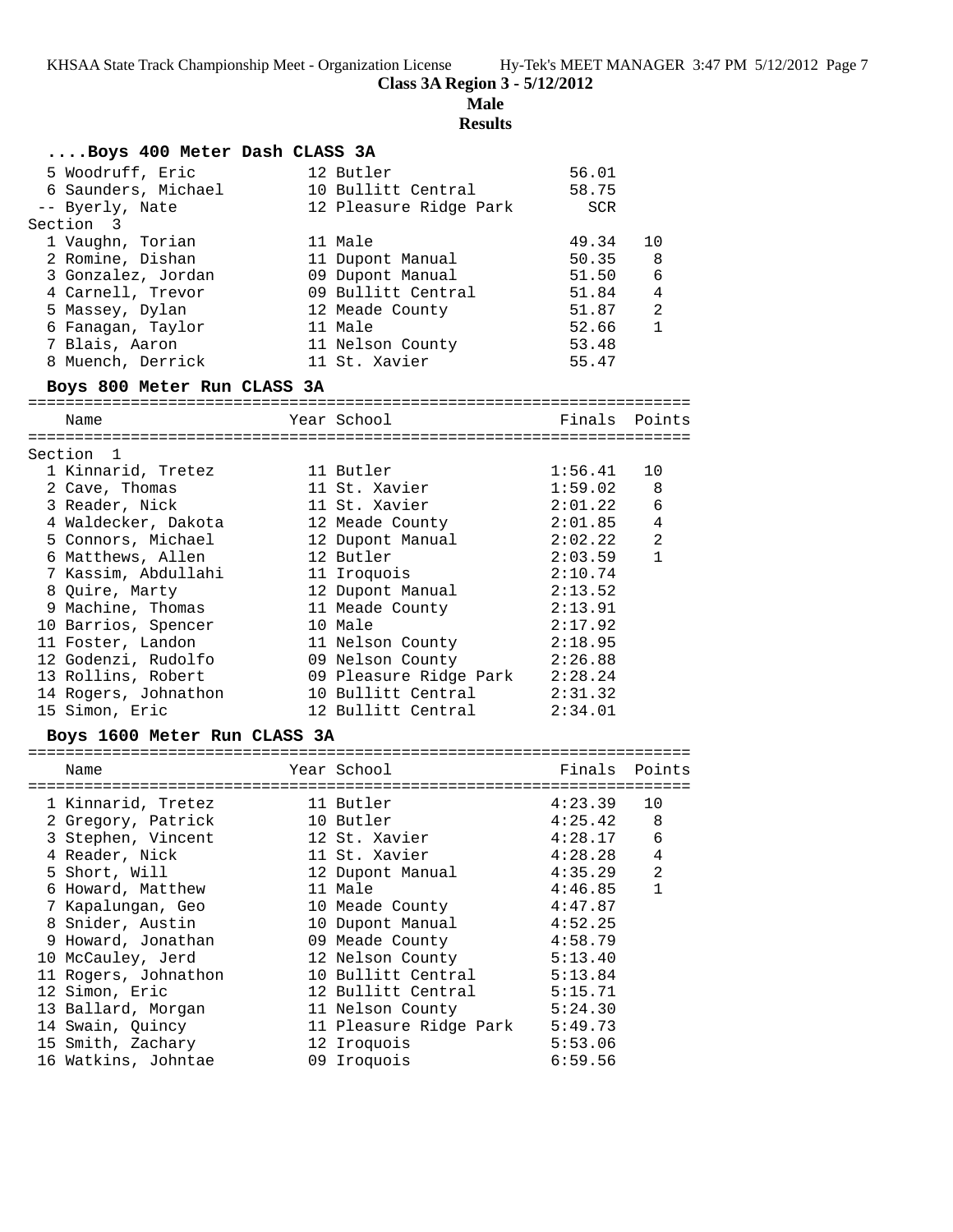**Class 3A Region 3 - 5/12/2012**

**Male**

**Results**

### ....Boys 400 Meter Dash CLASS 3A

| Place | Name | Year | School | Finals | Points |
|---|---|---|---|---|---|
| 5 | Woodruff, Eric | 12 | Butler | 56.01 | |
| 6 | Saunders, Michael | 10 | Bullitt Central | 58.75 | |
| -- | Byerly, Nate | 12 | Pleasure Ridge Park | SCR | |
| **Section 3** | | | | | |
| 1 | Vaughn, Torian | 11 | Male | 49.34 | 10 |
| 2 | Romine, Dishan | 11 | Dupont Manual | 50.35 | 8 |
| 3 | Gonzalez, Jordan | 09 | Dupont Manual | 51.50 | 6 |
| 4 | Carnell, Trevor | 09 | Bullitt Central | 51.84 | 4 |
| 5 | Massey, Dylan | 12 | Meade County | 51.87 | 2 |
| 6 | Fanagan, Taylor | 11 | Male | 52.66 | 1 |
| 7 | Blais, Aaron | 11 | Nelson County | 53.48 | |
| 8 | Muench, Derrick | 11 | St. Xavier | 55.47 | |

### Boys 800 Meter Run CLASS 3A

| Place | Name | Year | School | Finals | Points |
|---|---|---|---|---|---|
| **Section 1** | | | | | |
| 1 | Kinnarid, Tretez | 11 | Butler | 1:56.41 | 10 |
| 2 | Cave, Thomas | 11 | St. Xavier | 1:59.02 | 8 |
| 3 | Reader, Nick | 11 | St. Xavier | 2:01.22 | 6 |
| 4 | Waldecker, Dakota | 12 | Meade County | 2:01.85 | 4 |
| 5 | Connors, Michael | 12 | Dupont Manual | 2:02.22 | 2 |
| 6 | Matthews, Allen | 12 | Butler | 2:03.59 | 1 |
| 7 | Kassim, Abdullahi | 11 | Iroquois | 2:10.74 | |
| 8 | Quire, Marty | 12 | Dupont Manual | 2:13.52 | |
| 9 | Machine, Thomas | 11 | Meade County | 2:13.91 | |
| 10 | Barrios, Spencer | 10 | Male | 2:17.92 | |
| 11 | Foster, Landon | 11 | Nelson County | 2:18.95 | |
| 12 | Godenzi, Rudolfo | 09 | Nelson County | 2:26.88 | |
| 13 | Rollins, Robert | 09 | Pleasure Ridge Park | 2:28.24 | |
| 14 | Rogers, Johnathon | 10 | Bullitt Central | 2:31.32 | |
| 15 | Simon, Eric | 12 | Bullitt Central | 2:34.01 | |

### Boys 1600 Meter Run CLASS 3A

| Place | Name | Year | School | Finals | Points |
|---|---|---|---|---|---|
| 1 | Kinnarid, Tretez | 11 | Butler | 4:23.39 | 10 |
| 2 | Gregory, Patrick | 10 | Butler | 4:25.42 | 8 |
| 3 | Stephen, Vincent | 12 | St. Xavier | 4:28.17 | 6 |
| 4 | Reader, Nick | 11 | St. Xavier | 4:28.28 | 4 |
| 5 | Short, Will | 12 | Dupont Manual | 4:35.29 | 2 |
| 6 | Howard, Matthew | 11 | Male | 4:46.85 | 1 |
| 7 | Kapalungan, Geo | 10 | Meade County | 4:47.87 | |
| 8 | Snider, Austin | 10 | Dupont Manual | 4:52.25 | |
| 9 | Howard, Jonathan | 09 | Meade County | 4:58.79 | |
| 10 | McCauley, Jerd | 12 | Nelson County | 5:13.40 | |
| 11 | Rogers, Johnathon | 10 | Bullitt Central | 5:13.84 | |
| 12 | Simon, Eric | 12 | Bullitt Central | 5:15.71 | |
| 13 | Ballard, Morgan | 11 | Nelson County | 5:24.30 | |
| 14 | Swain, Quincy | 11 | Pleasure Ridge Park | 5:49.73 | |
| 15 | Smith, Zachary | 12 | Iroquois | 5:53.06 | |
| 16 | Watkins, Johntae | 09 | Iroquois | 6:59.56 | |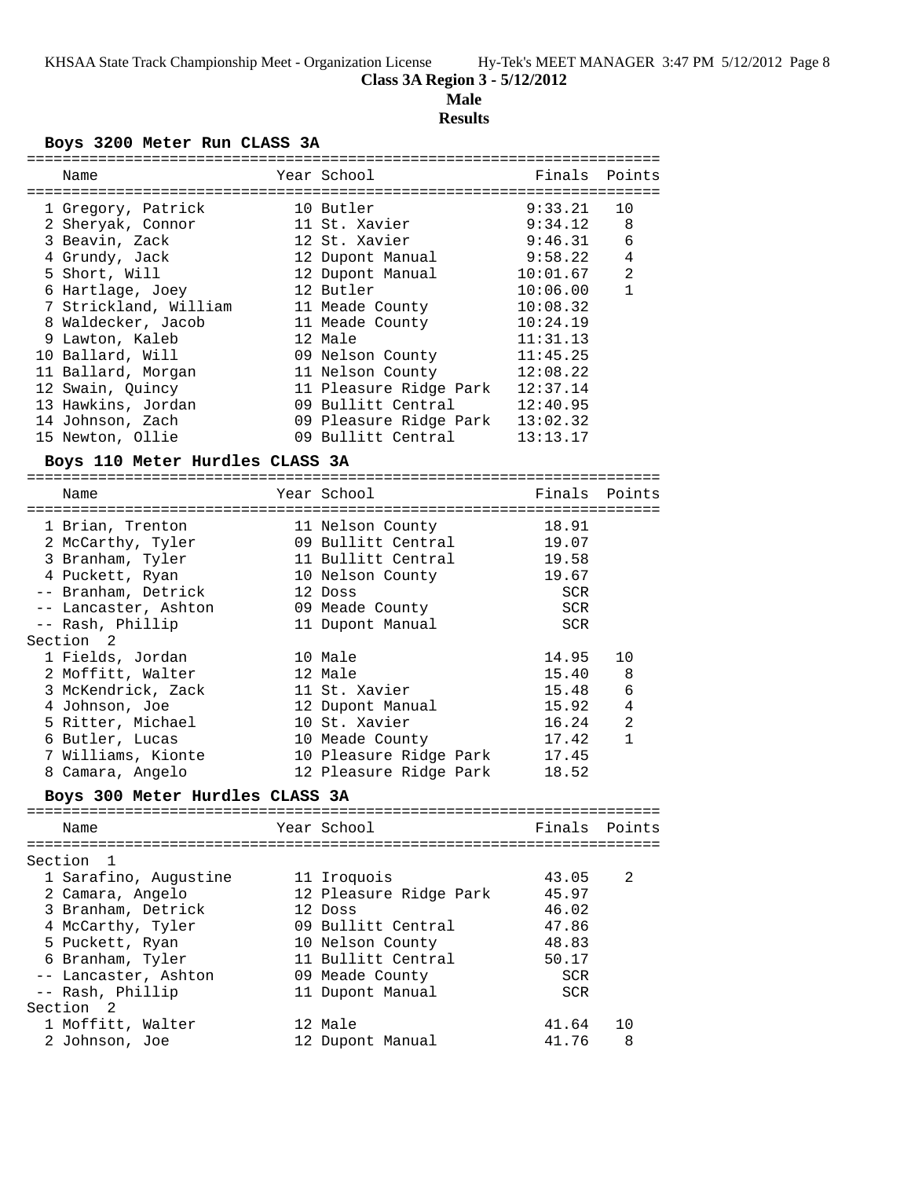**Class 3A Region 3 - 5/12/2012**

**Male**

**Results**

### Boys 3200 Meter Run CLASS 3A

| | Name | Year | School | Finals | Points |
|---|---|---|---|---|---|
| 1 | Gregory, Patrick | 10 | Butler | 9:33.21 | 10 |
| 2 | Sheryak, Connor | 11 | St. Xavier | 9:34.12 | 8 |
| 3 | Beavin, Zack | 12 | St. Xavier | 9:46.31 | 6 |
| 4 | Grundy, Jack | 12 | Dupont Manual | 9:58.22 | 4 |
| 5 | Short, Will | 12 | Dupont Manual | 10:01.67 | 2 |
| 6 | Hartlage, Joey | 12 | Butler | 10:06.00 | 1 |
| 7 | Strickland, William | 11 | Meade County | 10:08.32 | |
| 8 | Waldecker, Jacob | 11 | Meade County | 10:24.19 | |
| 9 | Lawton, Kaleb | 12 | Male | 11:31.13 | |
| 10 | Ballard, Will | 09 | Nelson County | 11:45.25 | |
| 11 | Ballard, Morgan | 11 | Nelson County | 12:08.22 | |
| 12 | Swain, Quincy | 11 | Pleasure Ridge Park | 12:37.14 | |
| 13 | Hawkins, Jordan | 09 | Bullitt Central | 12:40.95 | |
| 14 | Johnson, Zach | 09 | Pleasure Ridge Park | 13:02.32 | |
| 15 | Newton, Ollie | 09 | Bullitt Central | 13:13.17 | |

### Boys 110 Meter Hurdles CLASS 3A

| | Name | Year | School | Finals | Points |
|---|---|---|---|---|---|
| 1 | Brian, Trenton | 11 | Nelson County | 18.91 | |
| 2 | McCarthy, Tyler | 09 | Bullitt Central | 19.07 | |
| 3 | Branham, Tyler | 11 | Bullitt Central | 19.58 | |
| 4 | Puckett, Ryan | 10 | Nelson County | 19.67 | |
| -- | Branham, Detrick | 12 | Doss | SCR | |
| -- | Lancaster, Ashton | 09 | Meade County | SCR | |
| -- | Rash, Phillip | 11 | Dupont Manual | SCR | |
| **Section 2** | | | | | |
| 1 | Fields, Jordan | 10 | Male | 14.95 | 10 |
| 2 | Moffitt, Walter | 12 | Male | 15.40 | 8 |
| 3 | McKendrick, Zack | 11 | St. Xavier | 15.48 | 6 |
| 4 | Johnson, Joe | 12 | Dupont Manual | 15.92 | 4 |
| 5 | Ritter, Michael | 10 | St. Xavier | 16.24 | 2 |
| 6 | Butler, Lucas | 10 | Meade County | 17.42 | 1 |
| 7 | Williams, Kionte | 10 | Pleasure Ridge Park | 17.45 | |
| 8 | Camara, Angelo | 12 | Pleasure Ridge Park | 18.52 | |

### Boys 300 Meter Hurdles CLASS 3A

| | Name | Year | School | Finals | Points |
|---|---|---|---|---|---|
| **Section 1** | | | | | |
| 1 | Sarafino, Augustine | 11 | Iroquois | 43.05 | 2 |
| 2 | Camara, Angelo | 12 | Pleasure Ridge Park | 45.97 | |
| 3 | Branham, Detrick | 12 | Doss | 46.02 | |
| 4 | McCarthy, Tyler | 09 | Bullitt Central | 47.86 | |
| 5 | Puckett, Ryan | 10 | Nelson County | 48.83 | |
| 6 | Branham, Tyler | 11 | Bullitt Central | 50.17 | |
| -- | Lancaster, Ashton | 09 | Meade County | SCR | |
| -- | Rash, Phillip | 11 | Dupont Manual | SCR | |
| **Section 2** | | | | | |
| 1 | Moffitt, Walter | 12 | Male | 41.64 | 10 |
| 2 | Johnson, Joe | 12 | Dupont Manual | 41.76 | 8 |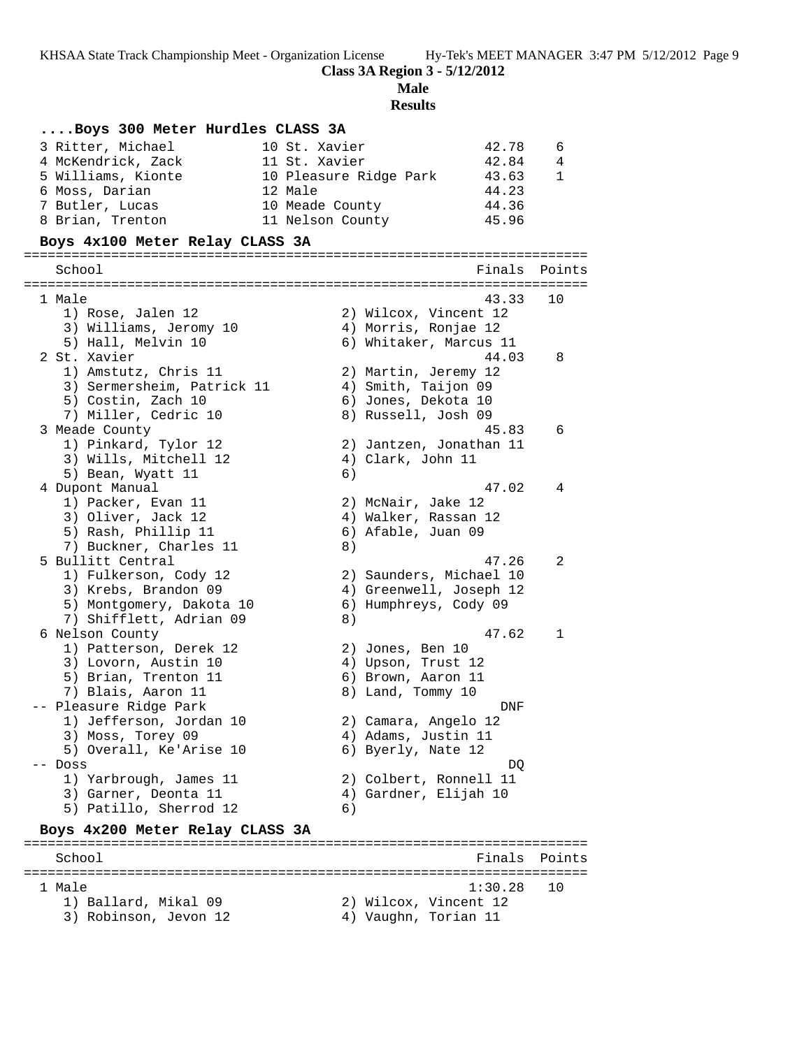**Class 3A Region 3 - 5/12/2012**

**Male**

**Results**

### ....Boys 300 Meter Hurdles CLASS 3A

```
  3 Ritter, Michael          10 St. Xavier              42.78    6
  4 McKendrick, Zack         11 St. Xavier              42.84    4
  5 Williams, Kionte         10 Pleasure Ridge Park     43.63    1
  6 Moss, Darian             12 Male                    44.23
  7 Butler, Lucas            10 Meade County            44.36
  8 Brian, Trenton           11 Nelson County           45.96
```

### Boys 4x100 Meter Relay CLASS 3A

```
=======================================================================
    School                                               Finals  Points
=======================================================================
  1 Male                                                  43.33   10
     1) Rose, Jalen 12                  2) Wilcox, Vincent 12
     3) Williams, Jeromy 10             4) Morris, Ronjae 12
     5) Hall, Melvin 10                 6) Whitaker, Marcus 11
  2 St. Xavier                                            44.03    8
     1) Amstutz, Chris 11               2) Martin, Jeremy 12
     3) Sermersheim, Patrick 11         4) Smith, Taijon 09
     5) Costin, Zach 10                 6) Jones, Dekota 10
     7) Miller, Cedric 10               8) Russell, Josh 09
  3 Meade County                                          45.83    6
     1) Pinkard, Tylor 12               2) Jantzen, Jonathan 11
     3) Wills, Mitchell 12              4) Clark, John 11
     5) Bean, Wyatt 11                  6)
  4 Dupont Manual                                         47.02    4
     1) Packer, Evan 11                 2) McNair, Jake 12
     3) Oliver, Jack 12                 4) Walker, Rassan 12
     5) Rash, Phillip 11                6) Afable, Juan 09
     7) Buckner, Charles 11             8)
  5 Bullitt Central                                       47.26    2
     1) Fulkerson, Cody 12              2) Saunders, Michael 10
     3) Krebs, Brandon 09               4) Greenwell, Joseph 12
     5) Montgomery, Dakota 10           6) Humphreys, Cody 09
     7) Shifflett, Adrian 09            8)
  6 Nelson County                                         47.62    1
     1) Patterson, Derek 12             2) Jones, Ben 10
     3) Lovorn, Austin 10               4) Upson, Trust 12
     5) Brian, Trenton 11               6) Brown, Aaron 11
     7) Blais, Aaron 11                 8) Land, Tommy 10
 -- Pleasure Ridge Park                                     DNF
     1) Jefferson, Jordan 10            2) Camara, Angelo 12
     3) Moss, Torey 09                  4) Adams, Justin 11
     5) Overall, Ke'Arise 10            6) Byerly, Nate 12
 -- Doss                                                     DQ
     1) Yarbrough, James 11             2) Colbert, Ronnell 11
     3) Garner, Deonta 11               4) Gardner, Elijah 10
     5) Patillo, Sherrod 12             6)
```

### Boys 4x200 Meter Relay CLASS 3A

```
=======================================================================
    School                                               Finals  Points
=======================================================================
  1 Male                                                1:30.28   10
     1) Ballard, Mikal 09               2) Wilcox, Vincent 12
     3) Robinson, Jevon 12              4) Vaughn, Torian 11
```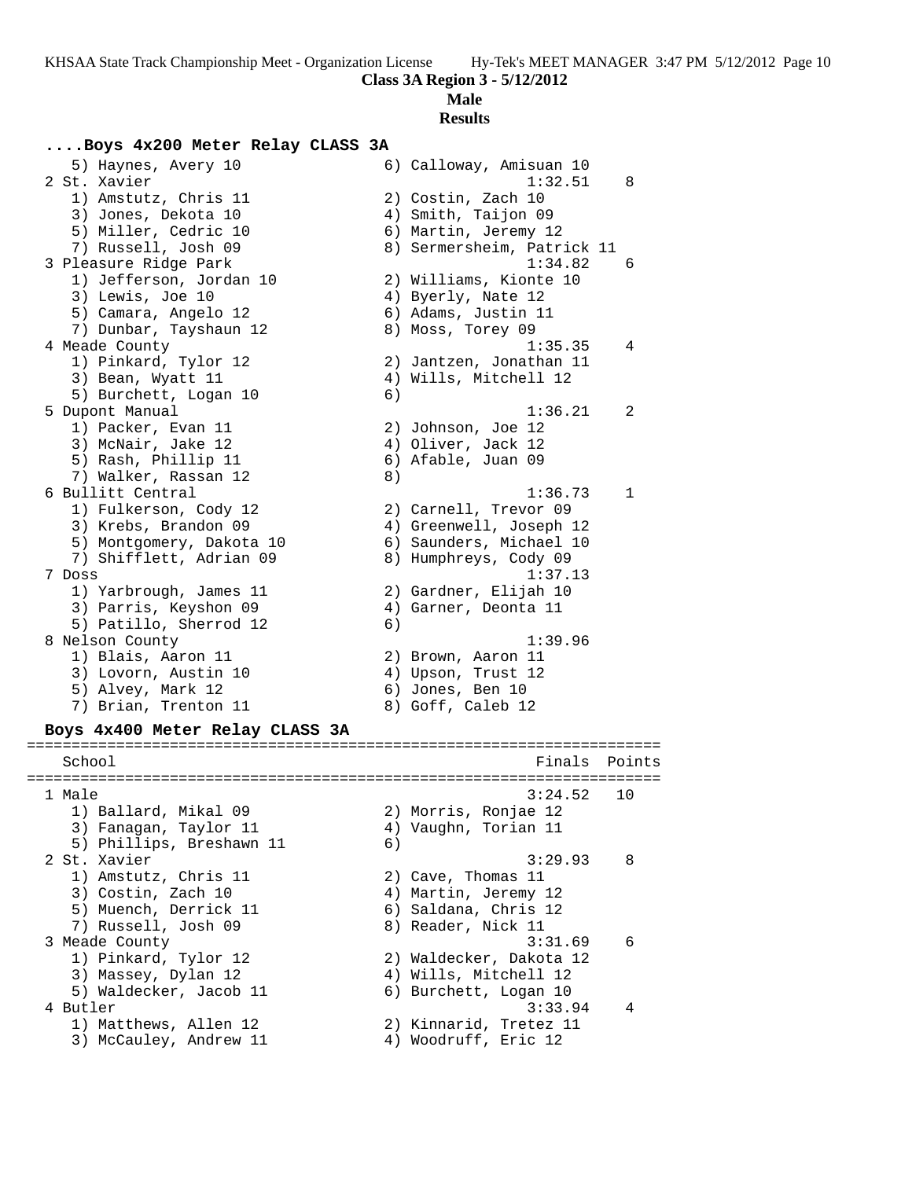**Class 3A Region 3 - 5/12/2012**

**Male**

**Results**

### ....Boys 4x200 Meter Relay CLASS 3A

```
   5) Haynes, Avery 10               6) Calloway, Amisuan 10
 2 St. Xavier                                       1:32.51    8
   1) Amstutz, Chris 11              2) Costin, Zach 10
   3) Jones, Dekota 10               4) Smith, Taijon 09
   5) Miller, Cedric 10              6) Martin, Jeremy 12
   7) Russell, Josh 09               8) Sermersheim, Patrick 11
 3 Pleasure Ridge Park                              1:34.82    6
   1) Jefferson, Jordan 10           2) Williams, Kionte 10
   3) Lewis, Joe 10                  4) Byerly, Nate 12
   5) Camara, Angelo 12              6) Adams, Justin 11
   7) Dunbar, Tayshaun 12            8) Moss, Torey 09
 4 Meade County                                     1:35.35    4
   1) Pinkard, Tylor 12              2) Jantzen, Jonathan 11
   3) Bean, Wyatt 11                 4) Wills, Mitchell 12
   5) Burchett, Logan 10             6)
 5 Dupont Manual                                    1:36.21    2
   1) Packer, Evan 11                2) Johnson, Joe 12
   3) McNair, Jake 12                4) Oliver, Jack 12
   5) Rash, Phillip 11               6) Afable, Juan 09
   7) Walker, Rassan 12              8)
 6 Bullitt Central                                  1:36.73    1
   1) Fulkerson, Cody 12             2) Carnell, Trevor 09
   3) Krebs, Brandon 09              4) Greenwell, Joseph 12
   5) Montgomery, Dakota 10          6) Saunders, Michael 10
   7) Shifflett, Adrian 09           8) Humphreys, Cody 09
 7 Doss                                             1:37.13
   1) Yarbrough, James 11            2) Gardner, Elijah 10
   3) Parris, Keyshon 09             4) Garner, Deonta 11
   5) Patillo, Sherrod 12            6)
 8 Nelson County                                    1:39.96
   1) Blais, Aaron 11                2) Brown, Aaron 11
   3) Lovorn, Austin 10              4) Upson, Trust 12
   5) Alvey, Mark 12                 6) Jones, Ben 10
   7) Brian, Trenton 11              8) Goff, Caleb 12
```

### Boys 4x400 Meter Relay CLASS 3A

```
===================================================================
    School                                          Finals  Points
===================================================================
 1 Male                                             3:24.52   10
   1) Ballard, Mikal 09              2) Morris, Ronjae 12
   3) Fanagan, Taylor 11             4) Vaughn, Torian 11
   5) Phillips, Breshawn 11          6)
 2 St. Xavier                                       3:29.93    8
   1) Amstutz, Chris 11              2) Cave, Thomas 11
   3) Costin, Zach 10                4) Martin, Jeremy 12
   5) Muench, Derrick 11             6) Saldana, Chris 12
   7) Russell, Josh 09               8) Reader, Nick 11
 3 Meade County                                     3:31.69    6
   1) Pinkard, Tylor 12              2) Waldecker, Dakota 12
   3) Massey, Dylan 12               4) Wills, Mitchell 12
   5) Waldecker, Jacob 11            6) Burchett, Logan 10
 4 Butler                                           3:33.94    4
   1) Matthews, Allen 12             2) Kinnarid, Tretez 11
   3) McCauley, Andrew 11            4) Woodruff, Eric 12
```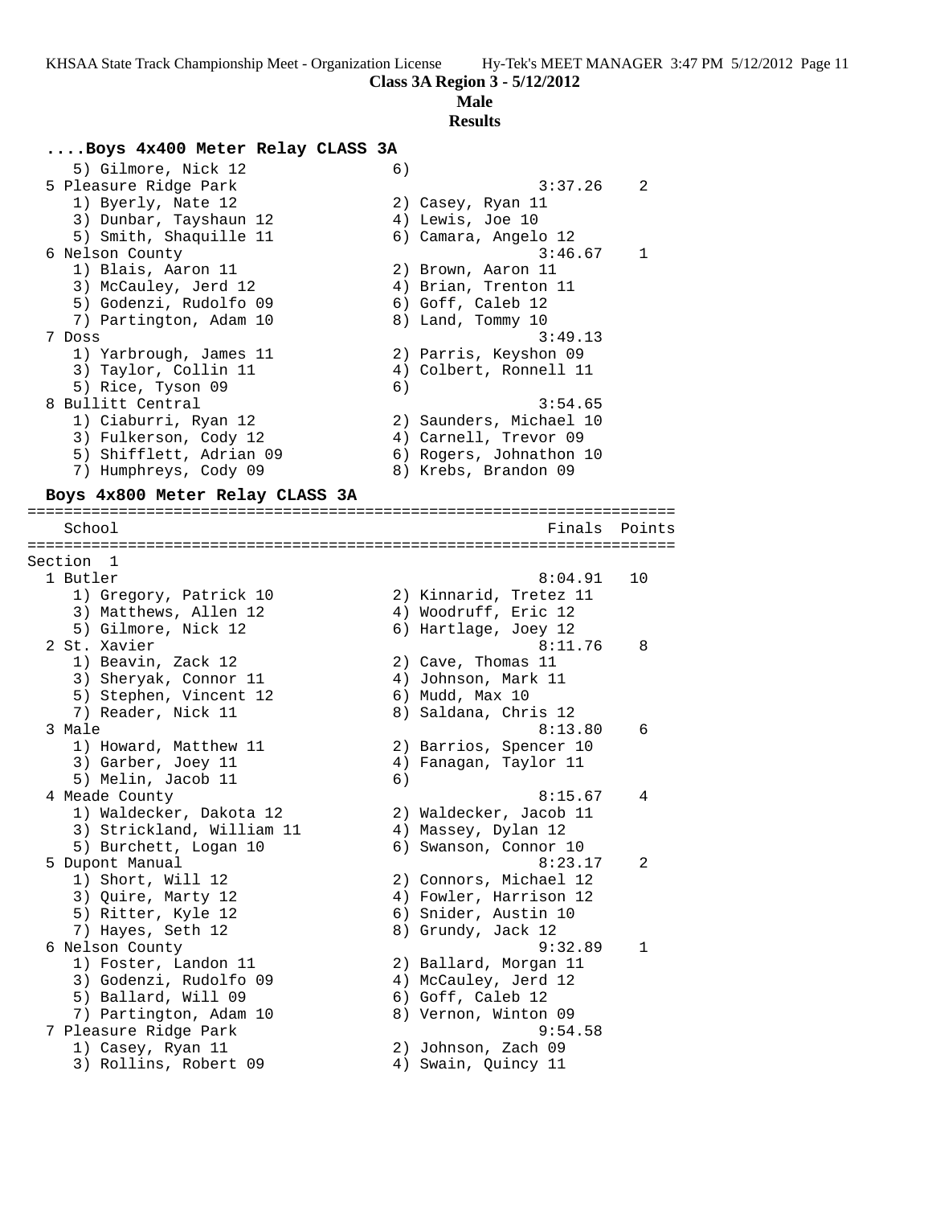**Class 3A Region 3 - 5/12/2012**

**Male**

**Results**

### ....Boys 4x400 Meter Relay CLASS 3A

```
   5) Gilmore, Nick 12                6)
 5 Pleasure Ridge Park                                 3:37.26    2
   1) Byerly, Nate 12                 2) Casey, Ryan 11
   3) Dunbar, Tayshaun 12             4) Lewis, Joe 10
   5) Smith, Shaquille 11             6) Camara, Angelo 12
 6 Nelson County                                       3:46.67    1
   1) Blais, Aaron 11                 2) Brown, Aaron 11
   3) McCauley, Jerd 12               4) Brian, Trenton 11
   5) Godenzi, Rudolfo 09             6) Goff, Caleb 12
   7) Partington, Adam 10             8) Land, Tommy 10
 7 Doss                                                3:49.13
   1) Yarbrough, James 11             2) Parris, Keyshon 09
   3) Taylor, Collin 11               4) Colbert, Ronnell 11
   5) Rice, Tyson 09                  6)
 8 Bullitt Central                                     3:54.65
   1) Ciaburri, Ryan 12               2) Saunders, Michael 10
   3) Fulkerson, Cody 12              4) Carnell, Trevor 09
   5) Shifflett, Adrian 09            6) Rogers, Johnathon 10
   7) Humphreys, Cody 09              8) Krebs, Brandon 09
```

### Boys 4x800 Meter Relay CLASS 3A

```
=======================================================================
    School                                               Finals  Points
=======================================================================
Section  1
  1 Butler                                              8:04.91   10
     1) Gregory, Patrick 10             2) Kinnarid, Tretez 11
     3) Matthews, Allen 12              4) Woodruff, Eric 12
     5) Gilmore, Nick 12                6) Hartlage, Joey 12
  2 St. Xavier                                          8:11.76    8
     1) Beavin, Zack 12                 2) Cave, Thomas 11
     3) Sheryak, Connor 11              4) Johnson, Mark 11
     5) Stephen, Vincent 12             6) Mudd, Max 10
     7) Reader, Nick 11                 8) Saldana, Chris 12
  3 Male                                                8:13.80    6
     1) Howard, Matthew 11              2) Barrios, Spencer 10
     3) Garber, Joey 11                 4) Fanagan, Taylor 11
     5) Melin, Jacob 11                 6)
  4 Meade County                                        8:15.67    4
     1) Waldecker, Dakota 12            2) Waldecker, Jacob 11
     3) Strickland, William 11          4) Massey, Dylan 12
     5) Burchett, Logan 10              6) Swanson, Connor 10
  5 Dupont Manual                                       8:23.17    2
     1) Short, Will 12                  2) Connors, Michael 12
     3) Quire, Marty 12                 4) Fowler, Harrison 12
     5) Ritter, Kyle 12                 6) Snider, Austin 10
     7) Hayes, Seth 12                  8) Grundy, Jack 12
  6 Nelson County                                       9:32.89    1
     1) Foster, Landon 11               2) Ballard, Morgan 11
     3) Godenzi, Rudolfo 09             4) McCauley, Jerd 12
     5) Ballard, Will 09                6) Goff, Caleb 12
     7) Partington, Adam 10             8) Vernon, Winton 09
  7 Pleasure Ridge Park                                 9:54.58
     1) Casey, Ryan 11                  2) Johnson, Zach 09
     3) Rollins, Robert 09              4) Swain, Quincy 11
```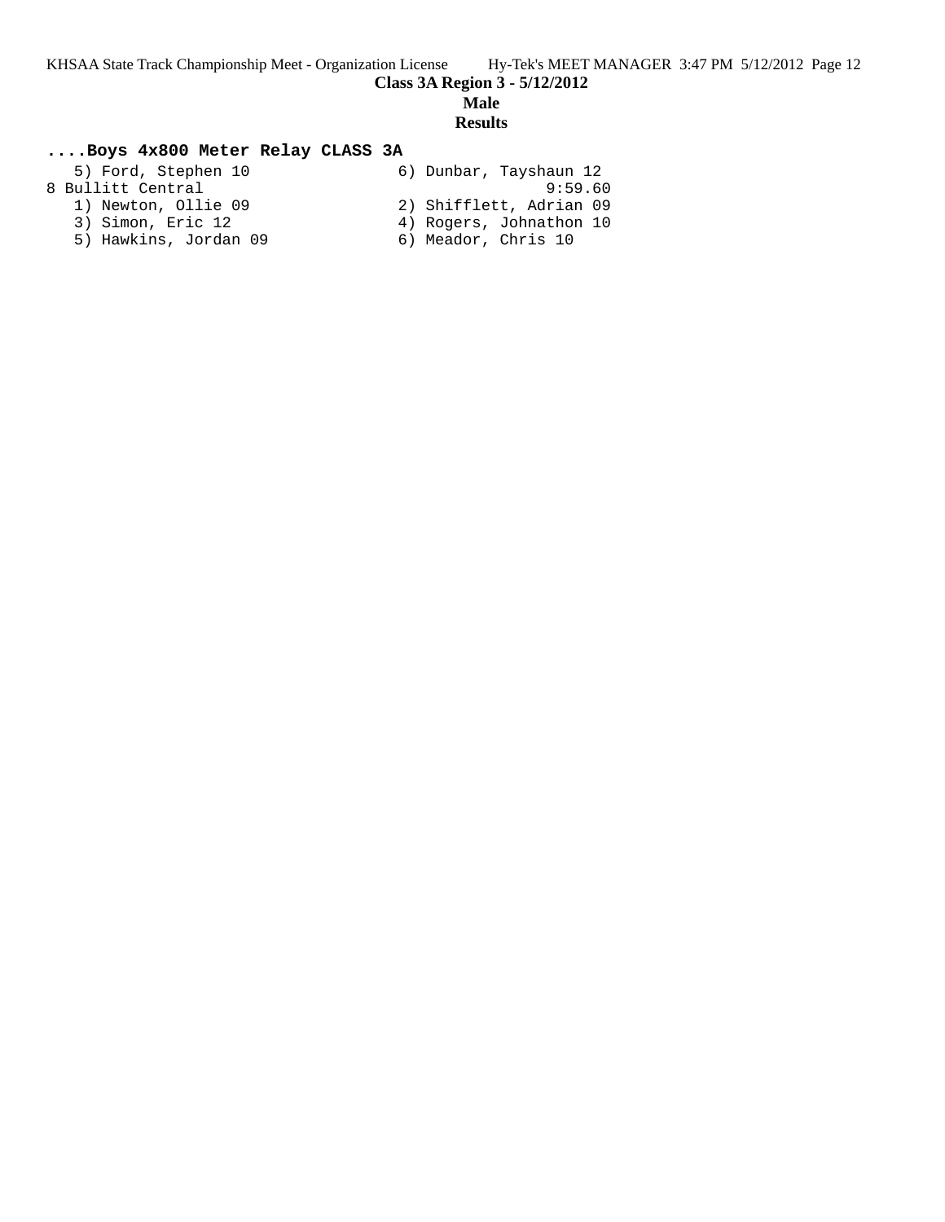**Class 3A Region 3 - 5/12/2012**

**Male**

**Results**

### ....Boys 4x800 Meter Relay CLASS 3A

```
   5) Ford, Stephen 10              6) Dunbar, Tayshaun 12
8 Bullitt Central                                9:59.60
   1) Newton, Ollie 09              2) Shifflett, Adrian 09
   3) Simon, Eric 12                4) Rogers, Johnathon 10
   5) Hawkins, Jordan 09            6) Meador, Chris 10
```